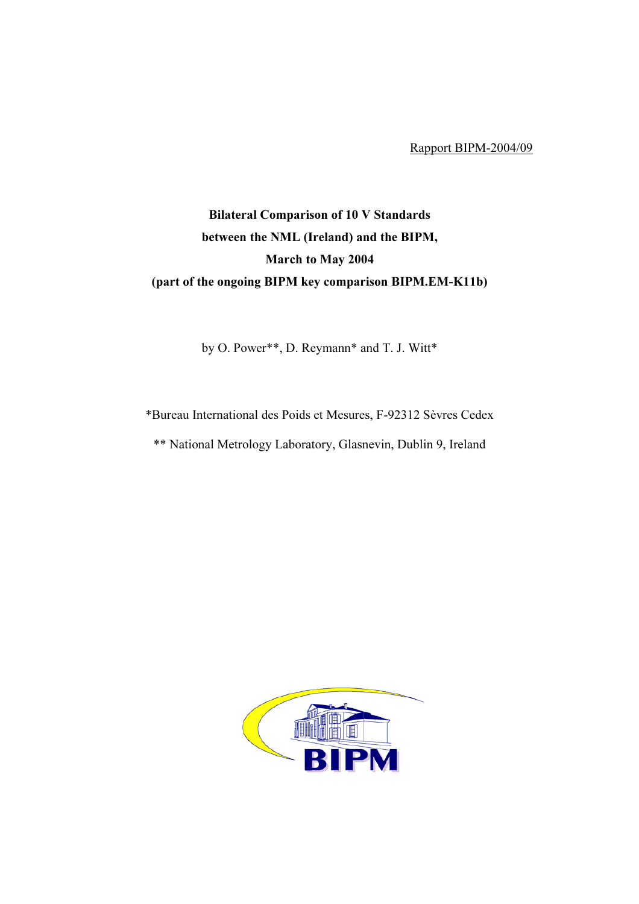Rapport BIPM-2004/09

# Bilateral Comparison of 10 V Standards between the NML (Ireland) and the BIPM, March to May 2004 (part of the ongoing BIPM key comparison BIPM.EM-K11b)

by O. Power**, D. Reymann* and T. J. Witt*

*Bureau International des Poids et Mesures, F-92312 Sèvres Cedex

** National Metrology Laboratory, Glasnevin, Dublin 9, Ireland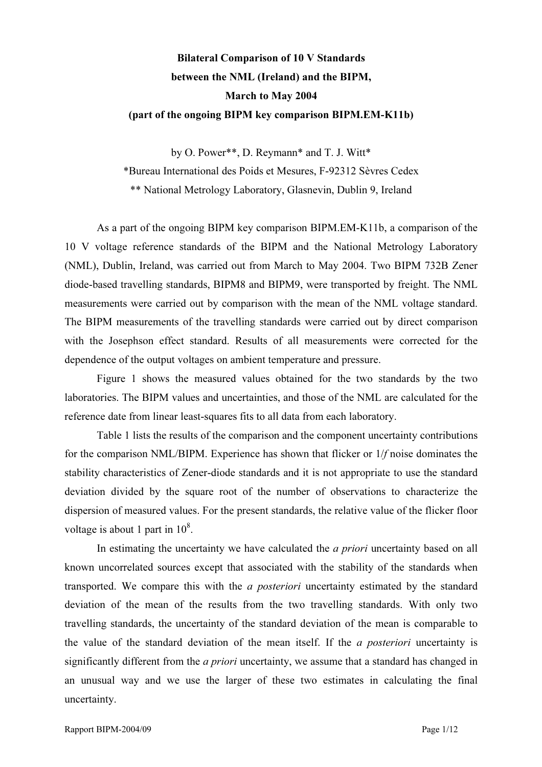**Bilateral Comparison of 10 V Standards**
**between the NML (Ireland) and the BIPM,**
**March to May 2004**
**(part of the ongoing BIPM key comparison BIPM.EM-K11b)**

by O. Power**, D. Reymann* and T. J. Witt*

*Bureau International des Poids et Mesures, F-92312 Sèvres Cedex

** National Metrology Laboratory, Glasnevin, Dublin 9, Ireland

As a part of the ongoing BIPM key comparison BIPM.EM-K11b, a comparison of the 10 V voltage reference standards of the BIPM and the National Metrology Laboratory (NML), Dublin, Ireland, was carried out from March to May 2004. Two BIPM 732B Zener diode-based travelling standards, BIPM8 and BIPM9, were transported by freight. The NML measurements were carried out by comparison with the mean of the NML voltage standard. The BIPM measurements of the travelling standards were carried out by direct comparison with the Josephson effect standard. Results of all measurements were corrected for the dependence of the output voltages on ambient temperature and pressure.

Figure 1 shows the measured values obtained for the two standards by the two laboratories. The BIPM values and uncertainties, and those of the NML are calculated for the reference date from linear least-squares fits to all data from each laboratory.

Table 1 lists the results of the comparison and the component uncertainty contributions for the comparison NML/BIPM. Experience has shown that flicker or 1/*f* noise dominates the stability characteristics of Zener-diode standards and it is not appropriate to use the standard deviation divided by the square root of the number of observations to characterize the dispersion of measured values. For the present standards, the relative value of the flicker floor voltage is about 1 part in $10^8$.

In estimating the uncertainty we have calculated the *a priori* uncertainty based on all known uncorrelated sources except that associated with the stability of the standards when transported. We compare this with the *a posteriori* uncertainty estimated by the standard deviation of the mean of the results from the two travelling standards. With only two travelling standards, the uncertainty of the standard deviation of the mean is comparable to the value of the standard deviation of the mean itself. If the *a posteriori* uncertainty is significantly different from the *a priori* uncertainty, we assume that a standard has changed in an unusual way and we use the larger of these two estimates in calculating the final uncertainty.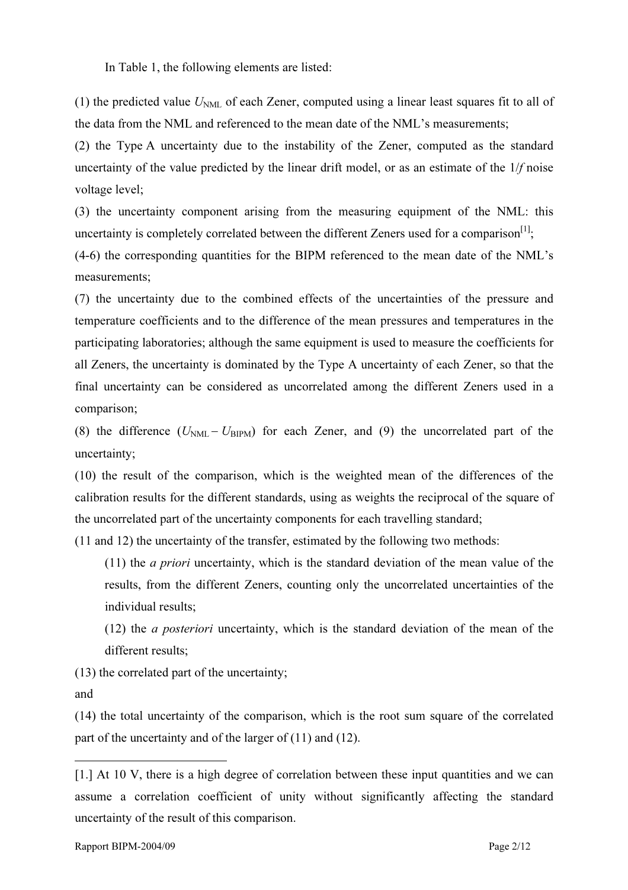In Table 1, the following elements are listed:

(1) the predicted value $U_{NML}$ of each Zener, computed using a linear least squares fit to all of the data from the NML and referenced to the mean date of the NML's measurements;

(2) the Type A uncertainty due to the instability of the Zener, computed as the standard uncertainty of the value predicted by the linear drift model, or as an estimate of the $1/f$ noise voltage level;

(3) the uncertainty component arising from the measuring equipment of the NML: this uncertainty is completely correlated between the different Zeners used for a comparison[1];

(4-6) the corresponding quantities for the BIPM referenced to the mean date of the NML's measurements;

(7) the uncertainty due to the combined effects of the uncertainties of the pressure and temperature coefficients and to the difference of the mean pressures and temperatures in the participating laboratories; although the same equipment is used to measure the coefficients for all Zeners, the uncertainty is dominated by the Type A uncertainty of each Zener, so that the final uncertainty can be considered as uncorrelated among the different Zeners used in a comparison;

(8) the difference ($U_{NML} - U_{BIPM}$) for each Zener, and (9) the uncorrelated part of the uncertainty;

(10) the result of the comparison, which is the weighted mean of the differences of the calibration results for the different standards, using as weights the reciprocal of the square of the uncorrelated part of the uncertainty components for each travelling standard;

(11 and 12) the uncertainty of the transfer, estimated by the following two methods:

(11) the *a priori* uncertainty, which is the standard deviation of the mean value of the results, from the different Zeners, counting only the uncorrelated uncertainties of the individual results;

(12) the *a posteriori* uncertainty, which is the standard deviation of the mean of the different results;

(13) the correlated part of the uncertainty;

and

(14) the total uncertainty of the comparison, which is the root sum square of the correlated part of the uncertainty and of the larger of (11) and (12).

---

[1.] At 10 V, there is a high degree of correlation between these input quantities and we can assume a correlation coefficient of unity without significantly affecting the standard uncertainty of the result of this comparison.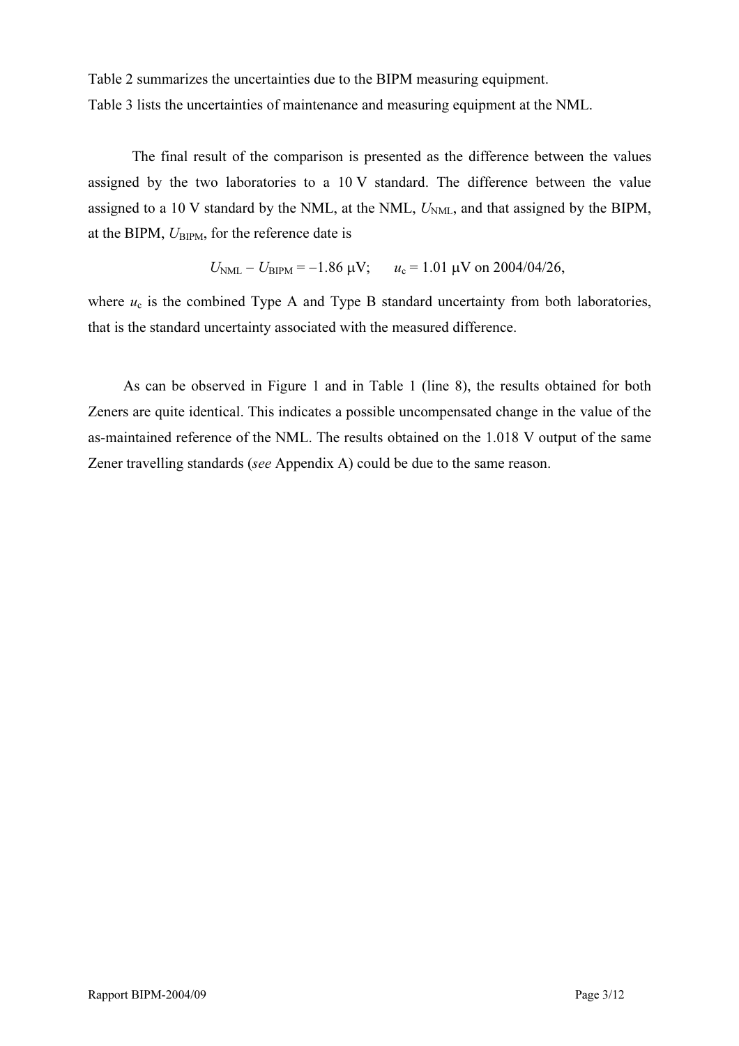Table 2 summarizes the uncertainties due to the BIPM measuring equipment.
Table 3 lists the uncertainties of maintenance and measuring equipment at the NML.

The final result of the comparison is presented as the difference between the values assigned by the two laboratories to a 10 V standard. The difference between the value assigned to a 10 V standard by the NML, at the NML, $U_{\mathrm{NML}}$, and that assigned by the BIPM, at the BIPM, $U_{\mathrm{BIPM}}$, for the reference date is

$$U_{\mathrm{NML}} - U_{\mathrm{BIPM}} = -1.86\ \mu\mathrm{V}; \qquad u_{\mathrm{c}} = 1.01\ \mu\mathrm{V}\ \text{on 2004/04/26},$$

where $u_{\mathrm{c}}$ is the combined Type A and Type B standard uncertainty from both laboratories, that is the standard uncertainty associated with the measured difference.

As can be observed in Figure 1 and in Table 1 (line 8), the results obtained for both Zeners are quite identical. This indicates a possible uncompensated change in the value of the as-maintained reference of the NML. The results obtained on the 1.018 V output of the same Zener travelling standards (*see* Appendix A) could be due to the same reason.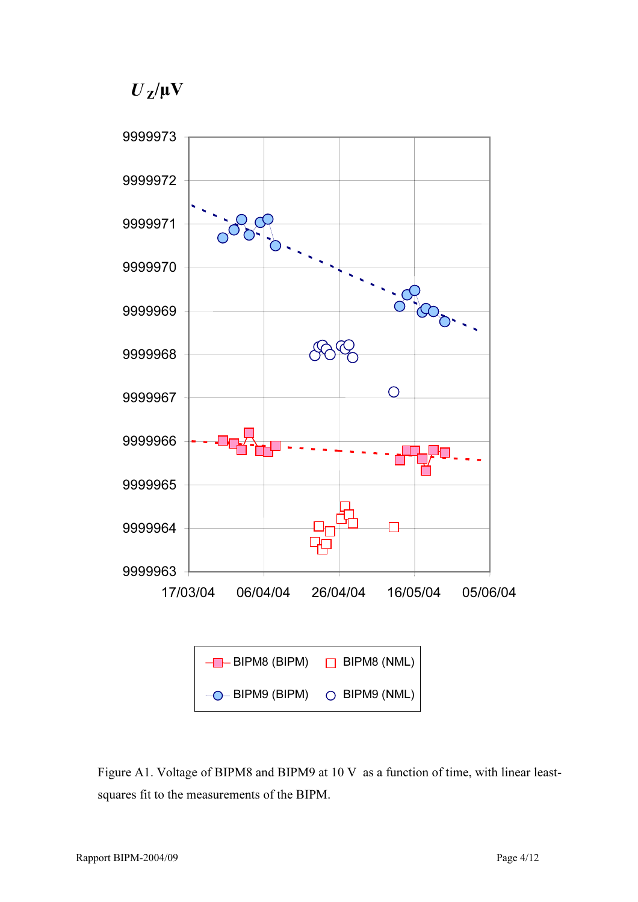$U_Z$/μV

Figure A1. Voltage of BIPM8 and BIPM9 at 10 V as a function of time, with linear least-squares fit to the measurements of the BIPM.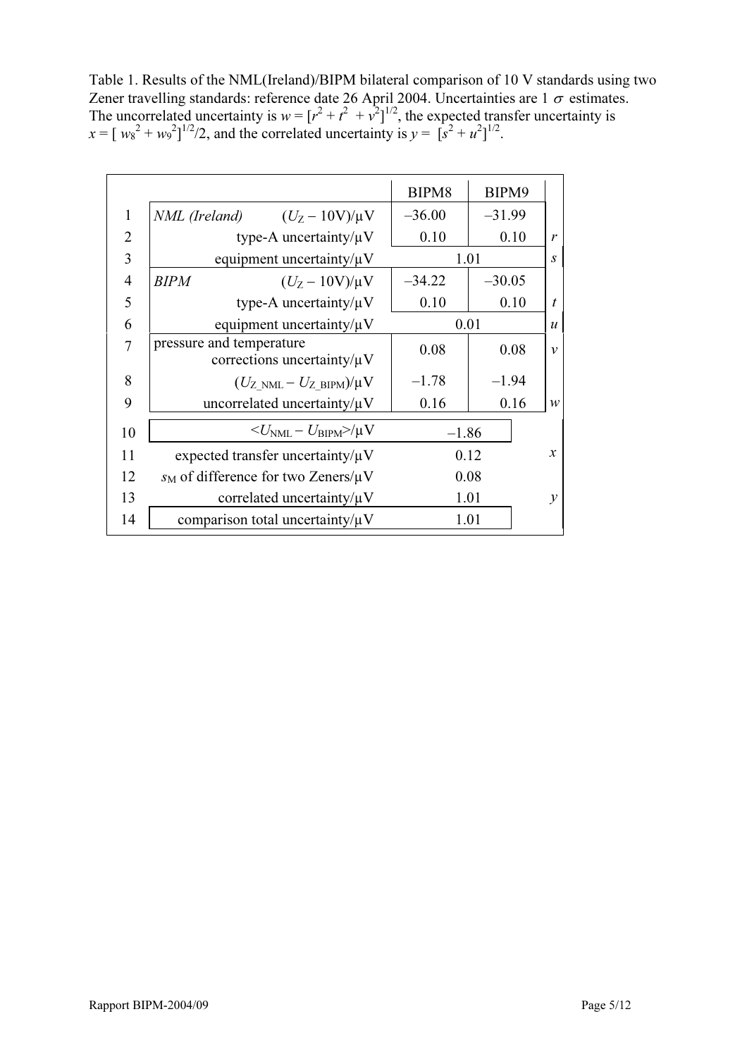Table 1. Results of the NML(Ireland)/BIPM bilateral comparison of 10 V standards using two Zener travelling standards: reference date 26 April 2004. Uncertainties are 1 $\sigma$ estimates. The uncorrelated uncertainty is $w = [r^2 + t^2 + v^2]^{1/2}$, the expected transfer uncertainty is $x = [w_8^2 + w_9^2]^{1/2}/2$, and the correlated uncertainty is $y = [s^2 + u^2]^{1/2}$.

| | | BIPM8 | BIPM9 | |
|---|---|---|---|---|
| 1 | *NML (Ireland)* $(U_Z - 10\text{V})/\mu\text{V}$ | –36.00 | –31.99 | |
| 2 | type-A uncertainty/μV | 0.10 | 0.10 | *r* |
| 3 | equipment uncertainty/μV | 1.01 | | *s* |
| 4 | *BIPM* $(U_Z - 10\text{V})/\mu\text{V}$ | –34.22 | –30.05 | |
| 5 | type-A uncertainty/μV | 0.10 | 0.10 | *t* |
| 6 | equipment uncertainty/μV | 0.01 | | *u* |
| 7 | pressure and temperature corrections uncertainty/μV | 0.08 | 0.08 | *v* |
| 8 | $(U_{Z\_NML} - U_{Z\_BIPM})/\mu\text{V}$ | –1.78 | –1.94 | |
| 9 | uncorrelated uncertainty/μV | 0.16 | 0.16 | *w* |
| 10 | $<U_{NML} - U_{BIPM}>/\mu\text{V}$ | –1.86 | | |
| 11 | expected transfer uncertainty/μV | 0.12 | | *x* |
| 12 | $s_M$ of difference for two Zeners/μV | 0.08 | | |
| 13 | correlated uncertainty/μV | 1.01 | | *y* |
| 14 | comparison total uncertainty/μV | 1.01 | | |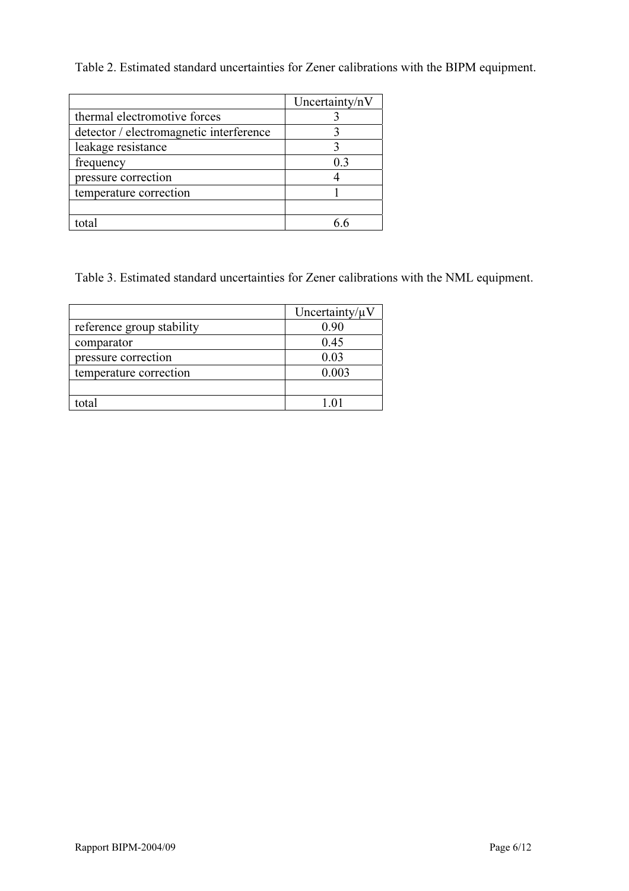Table 2. Estimated standard uncertainties for Zener calibrations with the BIPM equipment.

| | Uncertainty/nV |
|---|---|
| thermal electromotive forces | 3 |
| detector / electromagnetic interference | 3 |
| leakage resistance | 3 |
| frequency | 0.3 |
| pressure correction | 4 |
| temperature correction | 1 |
| | |
| total | 6.6 |

Table 3. Estimated standard uncertainties for Zener calibrations with the NML equipment.

| | Uncertainty/µV |
|---|---|
| reference group stability | 0.90 |
| comparator | 0.45 |
| pressure correction | 0.03 |
| temperature correction | 0.003 |
| | |
| total | 1.01 |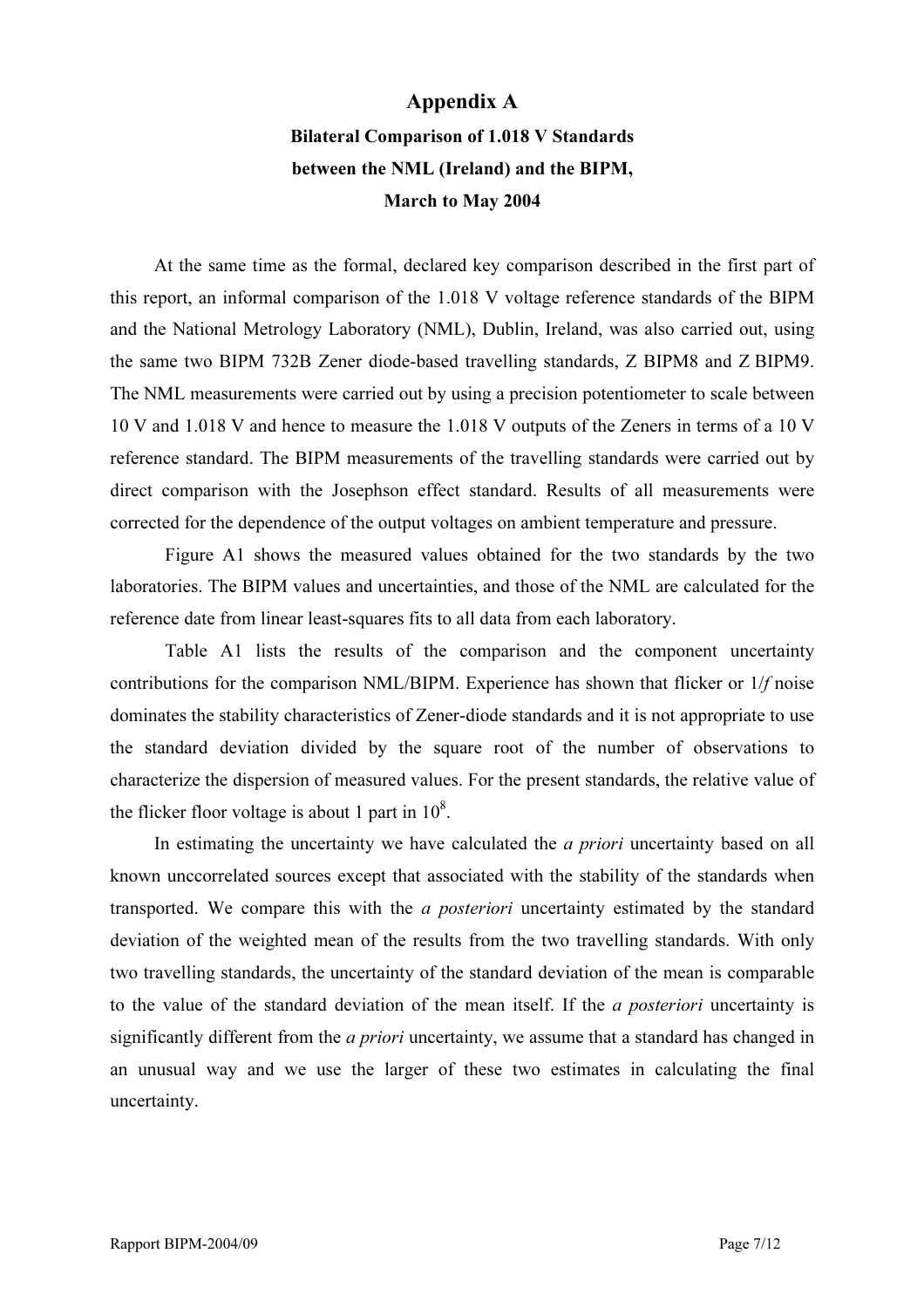# Appendix A

## Bilateral Comparison of 1.018 V Standards between the NML (Ireland) and the BIPM, March to May 2004

At the same time as the formal, declared key comparison described in the first part of this report, an informal comparison of the 1.018 V voltage reference standards of the BIPM and the National Metrology Laboratory (NML), Dublin, Ireland, was also carried out, using the same two BIPM 732B Zener diode-based travelling standards, Z BIPM8 and Z BIPM9. The NML measurements were carried out by using a precision potentiometer to scale between 10 V and 1.018 V and hence to measure the 1.018 V outputs of the Zeners in terms of a 10 V reference standard. The BIPM measurements of the travelling standards were carried out by direct comparison with the Josephson effect standard. Results of all measurements were corrected for the dependence of the output voltages on ambient temperature and pressure.

Figure A1 shows the measured values obtained for the two standards by the two laboratories. The BIPM values and uncertainties, and those of the NML are calculated for the reference date from linear least-squares fits to all data from each laboratory.

Table A1 lists the results of the comparison and the component uncertainty contributions for the comparison NML/BIPM. Experience has shown that flicker or 1/*f* noise dominates the stability characteristics of Zener-diode standards and it is not appropriate to use the standard deviation divided by the square root of the number of observations to characterize the dispersion of measured values. For the present standards, the relative value of the flicker floor voltage is about 1 part in $10^8$.

In estimating the uncertainty we have calculated the *a priori* uncertainty based on all known unccorrelated sources except that associated with the stability of the standards when transported. We compare this with the *a posteriori* uncertainty estimated by the standard deviation of the weighted mean of the results from the two travelling standards. With only two travelling standards, the uncertainty of the standard deviation of the mean is comparable to the value of the standard deviation of the mean itself. If the *a posteriori* uncertainty is significantly different from the *a priori* uncertainty, we assume that a standard has changed in an unusual way and we use the larger of these two estimates in calculating the final uncertainty.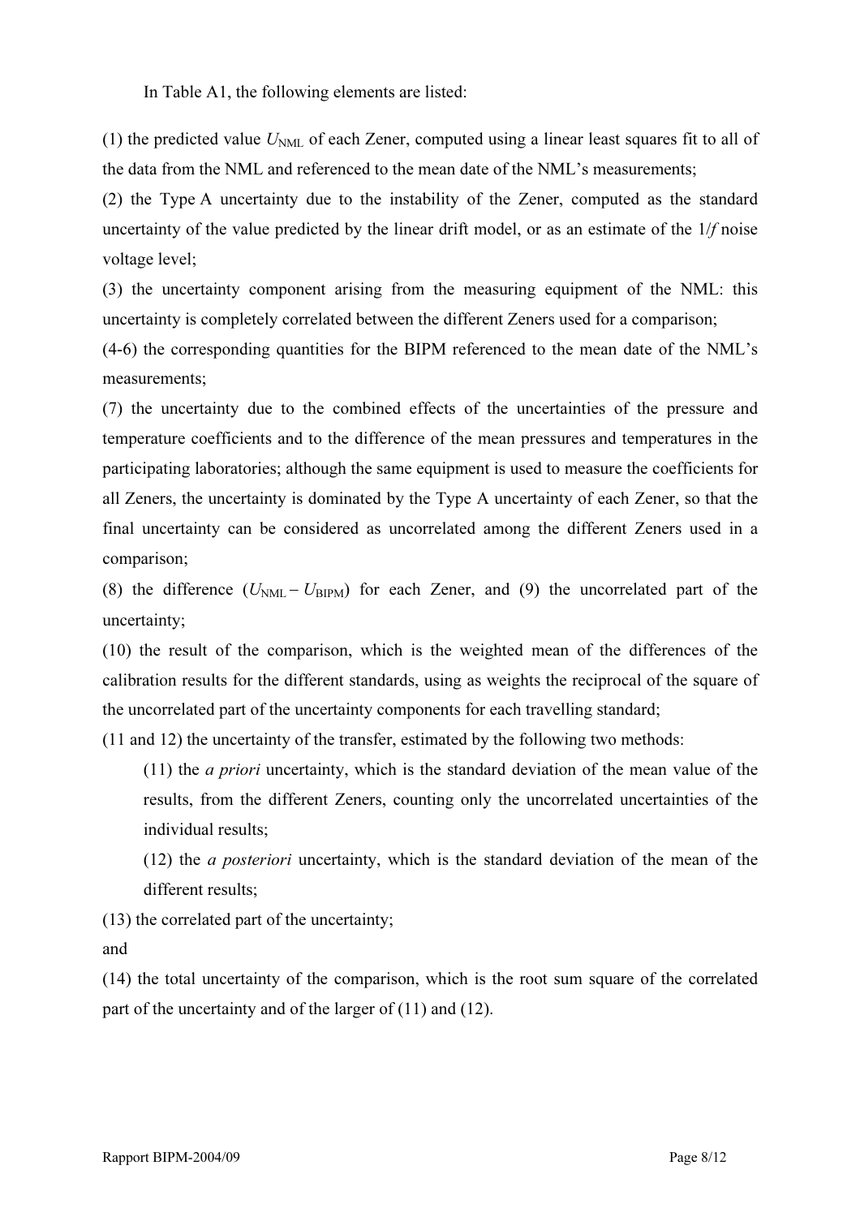In Table A1, the following elements are listed:

(1) the predicted value $U_{NML}$ of each Zener, computed using a linear least squares fit to all of the data from the NML and referenced to the mean date of the NML's measurements;

(2) the Type A uncertainty due to the instability of the Zener, computed as the standard uncertainty of the value predicted by the linear drift model, or as an estimate of the $1/f$ noise voltage level;

(3) the uncertainty component arising from the measuring equipment of the NML: this uncertainty is completely correlated between the different Zeners used for a comparison;

(4-6) the corresponding quantities for the BIPM referenced to the mean date of the NML's measurements;

(7) the uncertainty due to the combined effects of the uncertainties of the pressure and temperature coefficients and to the difference of the mean pressures and temperatures in the participating laboratories; although the same equipment is used to measure the coefficients for all Zeners, the uncertainty is dominated by the Type A uncertainty of each Zener, so that the final uncertainty can be considered as uncorrelated among the different Zeners used in a comparison;

(8) the difference $(U_{NML} - U_{BIPM})$ for each Zener, and (9) the uncorrelated part of the uncertainty;

(10) the result of the comparison, which is the weighted mean of the differences of the calibration results for the different standards, using as weights the reciprocal of the square of the uncorrelated part of the uncertainty components for each travelling standard;

(11 and 12) the uncertainty of the transfer, estimated by the following two methods:

> (11) the *a priori* uncertainty, which is the standard deviation of the mean value of the results, from the different Zeners, counting only the uncorrelated uncertainties of the individual results;
>
> (12) the *a posteriori* uncertainty, which is the standard deviation of the mean of the different results;

(13) the correlated part of the uncertainty;

and

(14) the total uncertainty of the comparison, which is the root sum square of the correlated part of the uncertainty and of the larger of (11) and (12).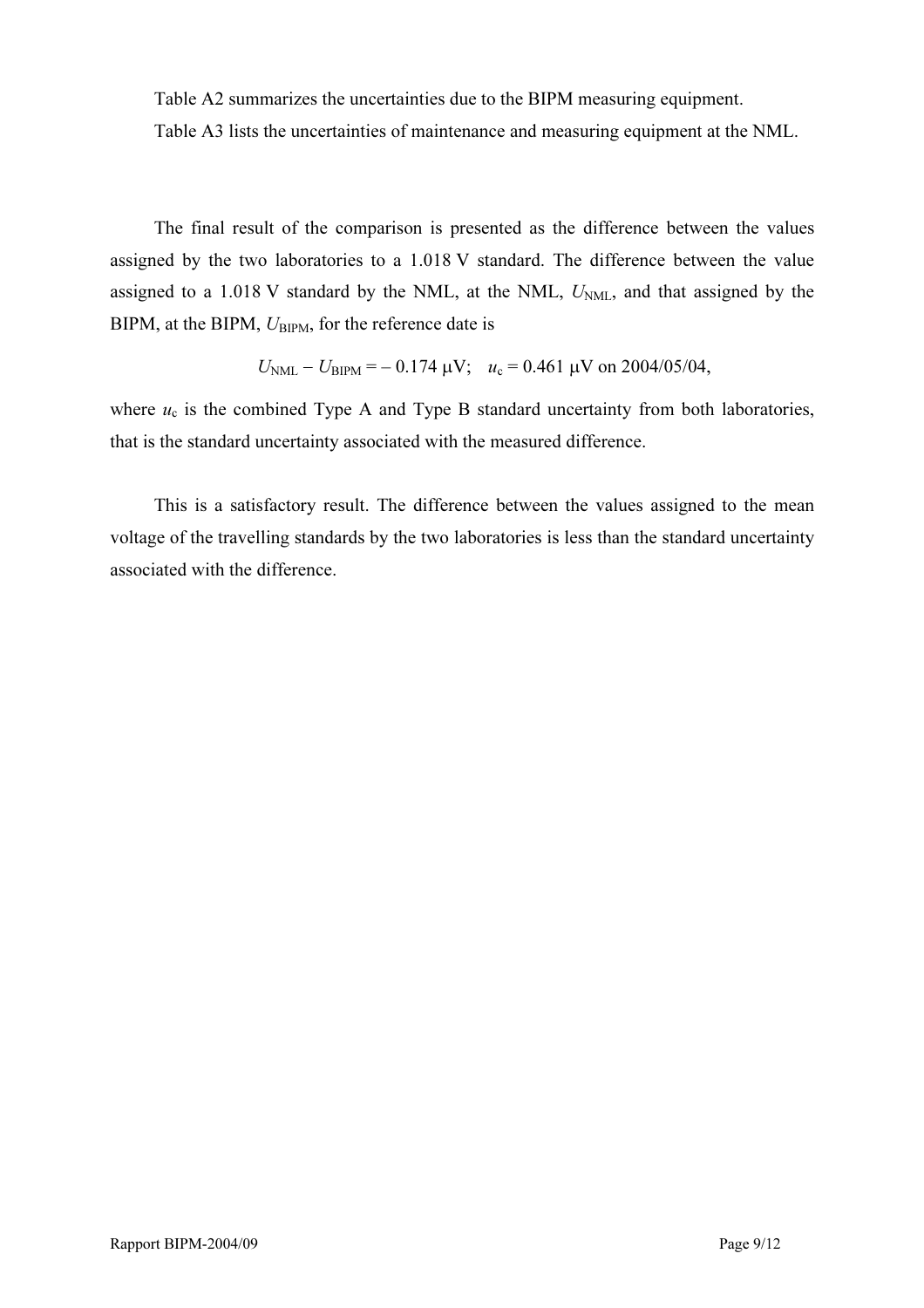Table A2 summarizes the uncertainties due to the BIPM measuring equipment.

Table A3 lists the uncertainties of maintenance and measuring equipment at the NML.

The final result of the comparison is presented as the difference between the values assigned by the two laboratories to a 1.018 V standard. The difference between the value assigned to a 1.018 V standard by the NML, at the NML, $U_{\mathrm{NML}}$, and that assigned by the BIPM, at the BIPM, $U_{\mathrm{BIPM}}$, for the reference date is

$$U_{\mathrm{NML}} - U_{\mathrm{BIPM}} = -\,0.174\ \mu\mathrm{V}; \quad u_{\mathrm{c}} = 0.461\ \mu\mathrm{V} \text{ on } 2004/05/04,$$

where $u_{\mathrm{c}}$ is the combined Type A and Type B standard uncertainty from both laboratories, that is the standard uncertainty associated with the measured difference.

This is a satisfactory result. The difference between the values assigned to the mean voltage of the travelling standards by the two laboratories is less than the standard uncertainty associated with the difference.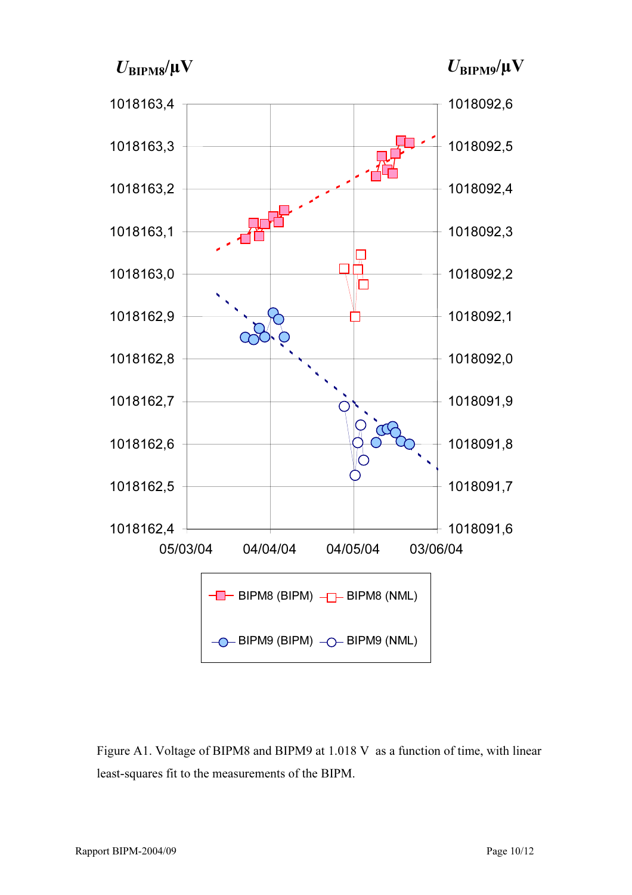$U_{BIPM8}$/µV

$U_{BIPM9}$/µV

| | |
|---|---|
| 1018163,4 | 1018092,6 |
| 1018163,3 | 1018092,5 |
| 1018163,2 | 1018092,4 |
| 1018163,1 | 1018092,3 |
| 1018163,0 | 1018092,2 |
| 1018162,9 | 1018092,1 |
| 1018162,8 | 1018092,0 |
| 1018162,7 | 1018091,9 |
| 1018162,6 | 1018091,8 |
| 1018162,5 | 1018091,7 |
| 1018162,4 | 1018091,6 |

05/03/04 04/04/04 04/05/04 03/06/04

BIPM8 (BIPM) BIPM8 (NML)

BIPM9 (BIPM) BIPM9 (NML)

Figure A1. Voltage of BIPM8 and BIPM9 at 1.018 V as a function of time, with linear least-squares fit to the measurements of the BIPM.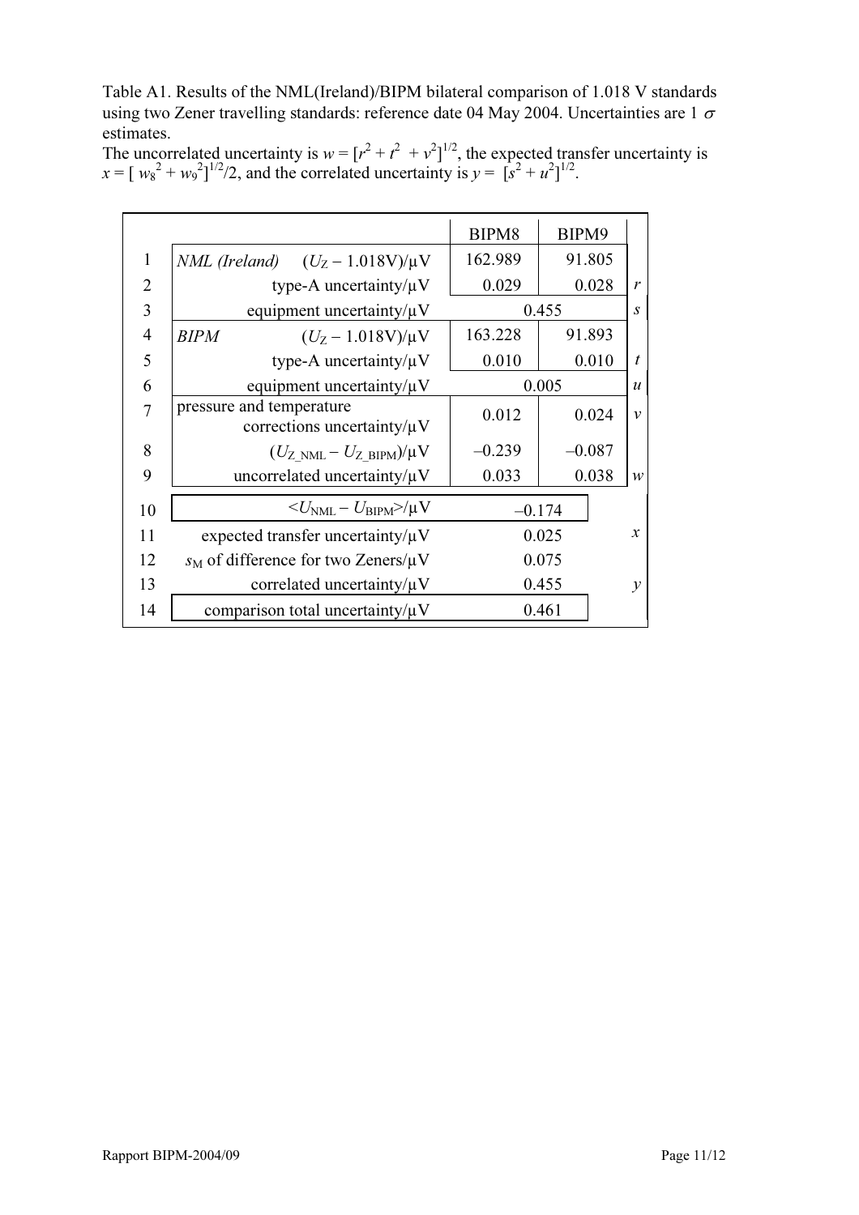Table A1. Results of the NML(Ireland)/BIPM bilateral comparison of 1.018 V standards using two Zener travelling standards: reference date 04 May 2004. Uncertainties are 1 $\sigma$ estimates.
The uncorrelated uncertainty is $w = [r^2 + t^2 + v^2]^{1/2}$, the expected transfer uncertainty is $x = [w_8^2 + w_9^2]^{1/2}/2$, and the correlated uncertainty is $y = [s^2 + u^2]^{1/2}$.

| | | BIPM8 | BIPM9 | |
|---|---|---|---|---|
| 1 | *NML (Ireland)* $(U_Z - 1.018\text{V})/\mu\text{V}$ | 162.989 | 91.805 | |
| 2 | type-A uncertainty/μV | 0.029 | 0.028 | *r* |
| 3 | equipment uncertainty/μV | 0.455 | | *s* |
| 4 | *BIPM* $(U_Z - 1.018\text{V})/\mu\text{V}$ | 163.228 | 91.893 | |
| 5 | type-A uncertainty/μV | 0.010 | 0.010 | *t* |
| 6 | equipment uncertainty/μV | 0.005 | | *u* |
| 7 | pressure and temperature corrections uncertainty/μV | 0.012 | 0.024 | *v* |
| 8 | $(U_{Z\_NML} - U_{Z\_BIPM})/\mu\text{V}$ | –0.239 | –0.087 | |
| 9 | uncorrelated uncertainty/μV | 0.033 | 0.038 | *w* |
| 10 | $<U_{NML} - U_{BIPM}>/\mu\text{V}$ | –0.174 | | |
| 11 | expected transfer uncertainty/μV | 0.025 | | *x* |
| 12 | $s_M$ of difference for two Zeners/μV | 0.075 | | |
| 13 | correlated uncertainty/μV | 0.455 | | *y* |
| 14 | comparison total uncertainty/μV | 0.461 | | |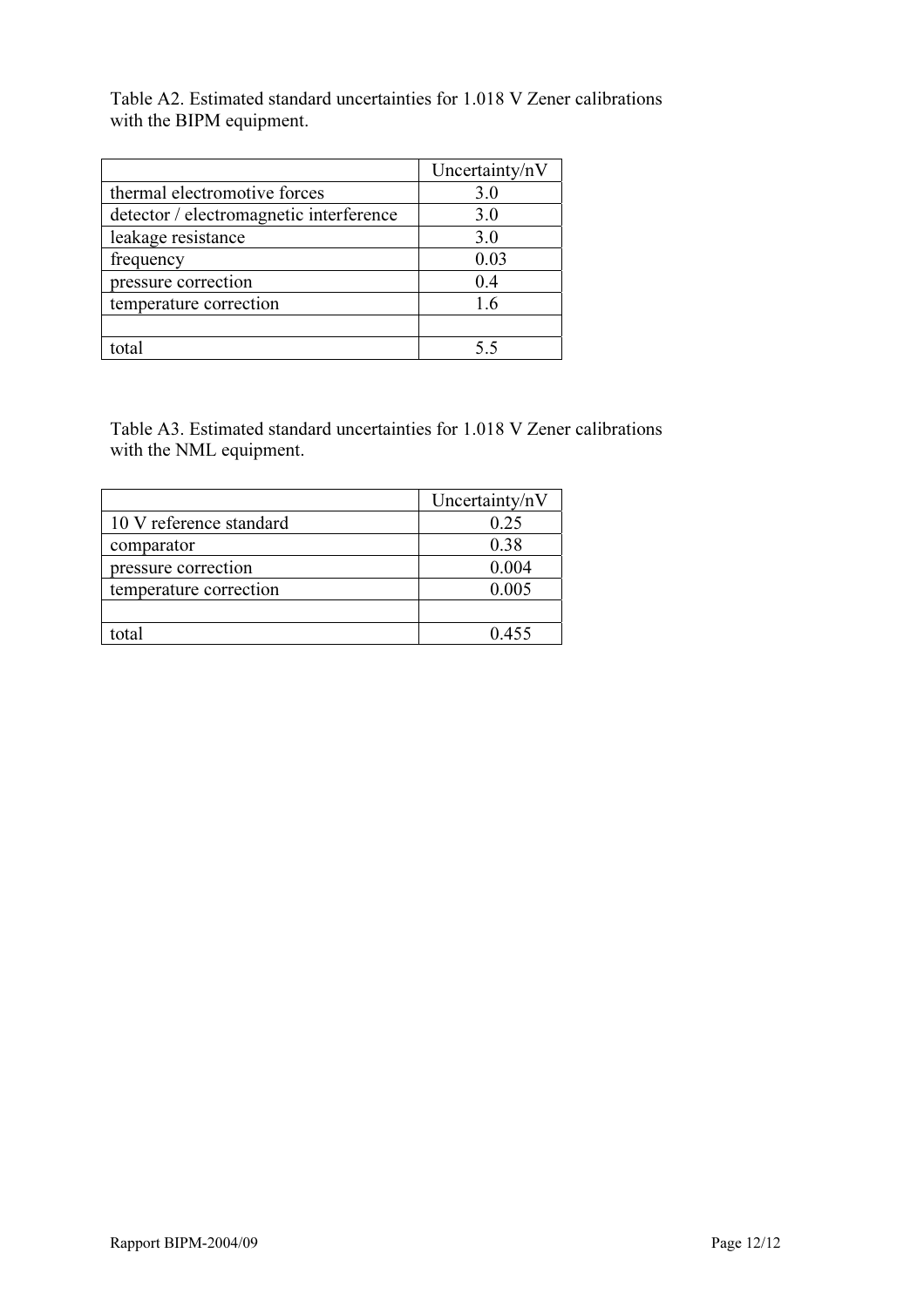Table A2. Estimated standard uncertainties for 1.018 V Zener calibrations with the BIPM equipment.

| | Uncertainty/nV |
|---|---|
| thermal electromotive forces | 3.0 |
| detector / electromagnetic interference | 3.0 |
| leakage resistance | 3.0 |
| frequency | 0.03 |
| pressure correction | 0.4 |
| temperature correction | 1.6 |
| | |
| total | 5.5 |

Table A3. Estimated standard uncertainties for 1.018 V Zener calibrations with the NML equipment.

| | Uncertainty/nV |
|---|---|
| 10 V reference standard | 0.25 |
| comparator | 0.38 |
| pressure correction | 0.004 |
| temperature correction | 0.005 |
| | |
| total | 0.455 |